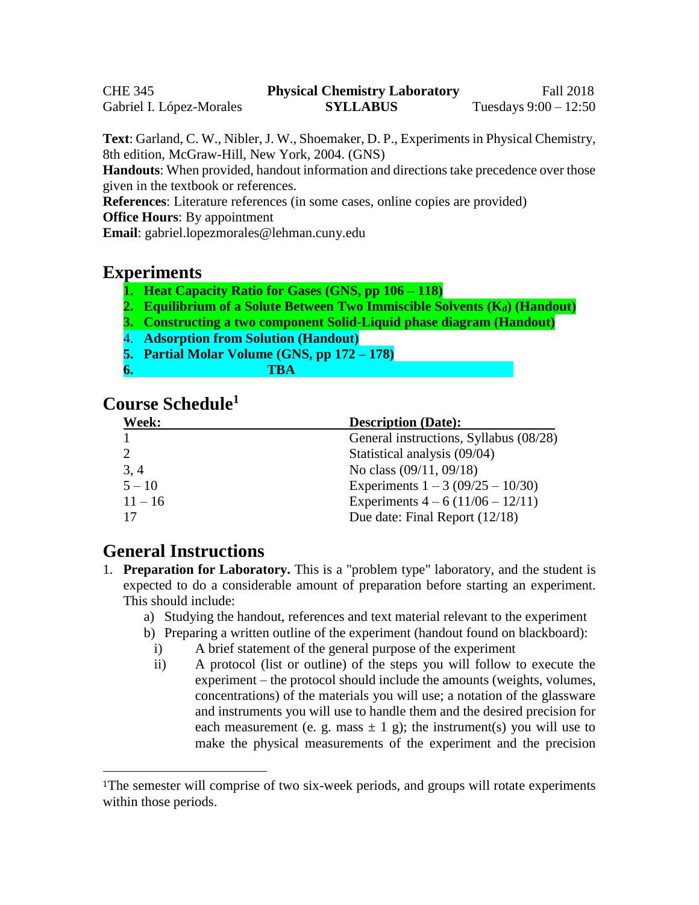CHE 345 — **Physical Chemistry Laboratory** — Fall 2018

Gabriel I. López-Morales — **SYLLABUS** — Tuesdays 9:00 – 12:50

**Text**: Garland, C. W., Nibler, J. W., Shoemaker, D. P., Experiments in Physical Chemistry, 8th edition, McGraw-Hill, New York, 2004. (GNS)

**Handouts**: When provided, handout information and directions take precedence over those given in the textbook or references.

**References**: Literature references (in some cases, online copies are provided)

**Office Hours**: By appointment

**Email**: gabriel.lopezmorales@lehman.cuny.edu

## Experiments

1. **Heat Capacity Ratio for Gases (GNS, pp 106 – 118)**
2. **Equilibrium of a Solute Between Two Immiscible Solvents ($K_d$) (Handout)**
3. **Constructing a two component Solid-Liquid phase diagram (Handout)**
4. **Adsorption from Solution (Handout)**
5. **Partial Molar Volume (GNS, pp 172 – 178)**
6. **TBA**

## Course Schedule[1]

| Week: | Description (Date): |
|---|---|
| 1 | General instructions, Syllabus (08/28) |
| 2 | Statistical analysis (09/04) |
| 3, 4 | No class (09/11, 09/18) |
| 5 – 10 | Experiments 1 – 3 (09/25 – 10/30) |
| 11 – 16 | Experiments 4 – 6 (11/06 – 12/11) |
| 17 | Due date: Final Report (12/18) |

## General Instructions

1. **Preparation for Laboratory.** This is a "problem type" laboratory, and the student is expected to do a considerable amount of preparation before starting an experiment. This should include:
   a) Studying the handout, references and text material relevant to the experiment
   b) Preparing a written outline of the experiment (handout found on blackboard):
      i) A brief statement of the general purpose of the experiment
      ii) A protocol (list or outline) of the steps you will follow to execute the experiment – the protocol should include the amounts (weights, volumes, concentrations) of the materials you will use; a notation of the glassware and instruments you will use to handle them and the desired precision for each measurement (e. g. mass ± 1 g); the instrument(s) you will use to make the physical measurements of the experiment and the precision

[1] The semester will comprise of two six-week periods, and groups will rotate experiments within those periods.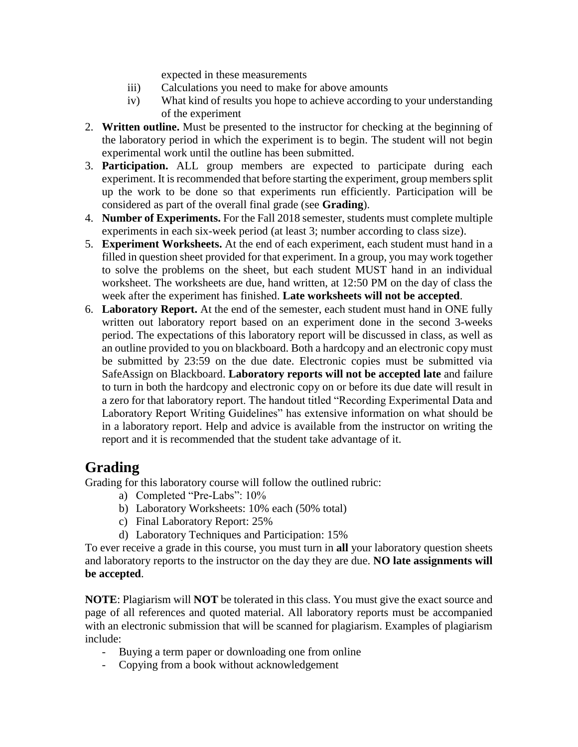expected in these measurements

    iii) Calculations you need to make for above amounts
    iv) What kind of results you hope to achieve according to your understanding of the experiment

2. **Written outline.** Must be presented to the instructor for checking at the beginning of the laboratory period in which the experiment is to begin. The student will not begin experimental work until the outline has been submitted.
3. **Participation.** ALL group members are expected to participate during each experiment. It is recommended that before starting the experiment, group members split up the work to be done so that experiments run efficiently. Participation will be considered as part of the overall final grade (see **Grading**).
4. **Number of Experiments.** For the Fall 2018 semester, students must complete multiple experiments in each six-week period (at least 3; number according to class size).
5. **Experiment Worksheets.** At the end of each experiment, each student must hand in a filled in question sheet provided for that experiment. In a group, you may work together to solve the problems on the sheet, but each student MUST hand in an individual worksheet. The worksheets are due, hand written, at 12:50 PM on the day of class the week after the experiment has finished. **Late worksheets will not be accepted**.
6. **Laboratory Report.** At the end of the semester, each student must hand in ONE fully written out laboratory report based on an experiment done in the second 3-weeks period. The expectations of this laboratory report will be discussed in class, as well as an outline provided to you on blackboard. Both a hardcopy and an electronic copy must be submitted by 23:59 on the due date. Electronic copies must be submitted via SafeAssign on Blackboard. **Laboratory reports will not be accepted late** and failure to turn in both the hardcopy and electronic copy on or before its due date will result in a zero for that laboratory report. The handout titled "Recording Experimental Data and Laboratory Report Writing Guidelines" has extensive information on what should be in a laboratory report. Help and advice is available from the instructor on writing the report and it is recommended that the student take advantage of it.

## Grading

Grading for this laboratory course will follow the outlined rubric:

a) Completed "Pre-Labs": 10%
b) Laboratory Worksheets: 10% each (50% total)
c) Final Laboratory Report: 25%
d) Laboratory Techniques and Participation: 15%

To ever receive a grade in this course, you must turn in **all** your laboratory question sheets and laboratory reports to the instructor on the day they are due. **NO late assignments will be accepted**.

**NOTE**: Plagiarism will **NOT** be tolerated in this class. You must give the exact source and page of all references and quoted material. All laboratory reports must be accompanied with an electronic submission that will be scanned for plagiarism. Examples of plagiarism include:

- Buying a term paper or downloading one from online
- Copying from a book without acknowledgement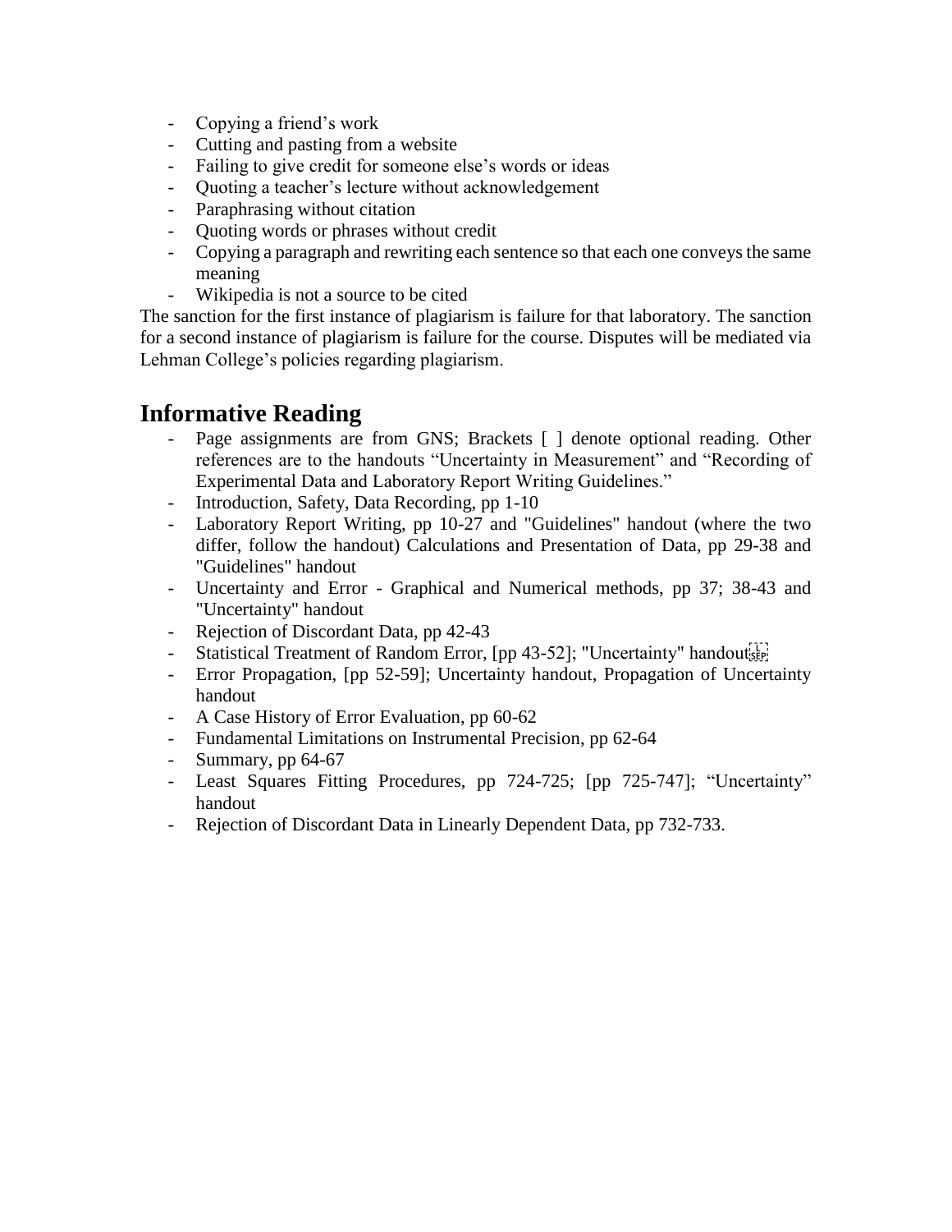- Copying a friend's work
- Cutting and pasting from a website
- Failing to give credit for someone else's words or ideas
- Quoting a teacher's lecture without acknowledgement
- Paraphrasing without citation
- Quoting words or phrases without credit
- Copying a paragraph and rewriting each sentence so that each one conveys the same meaning
- Wikipedia is not a source to be cited

The sanction for the first instance of plagiarism is failure for that laboratory. The sanction for a second instance of plagiarism is failure for the course. Disputes will be mediated via Lehman College's policies regarding plagiarism.

## Informative Reading

- Page assignments are from GNS; Brackets [ ] denote optional reading. Other references are to the handouts "Uncertainty in Measurement" and "Recording of Experimental Data and Laboratory Report Writing Guidelines."
- Introduction, Safety, Data Recording, pp 1-10
- Laboratory Report Writing, pp 10-27 and "Guidelines" handout (where the two differ, follow the handout) Calculations and Presentation of Data, pp 29-38 and "Guidelines" handout
- Uncertainty and Error - Graphical and Numerical methods, pp 37; 38-43 and "Uncertainty" handout
- Rejection of Discordant Data, pp 42-43
- Statistical Treatment of Random Error, [pp 43-52]; "Uncertainty" handout
- Error Propagation, [pp 52-59]; Uncertainty handout, Propagation of Uncertainty handout
- A Case History of Error Evaluation, pp 60-62
- Fundamental Limitations on Instrumental Precision, pp 62-64
- Summary, pp 64-67
- Least Squares Fitting Procedures, pp 724-725; [pp 725-747]; "Uncertainty" handout
- Rejection of Discordant Data in Linearly Dependent Data, pp 732-733.